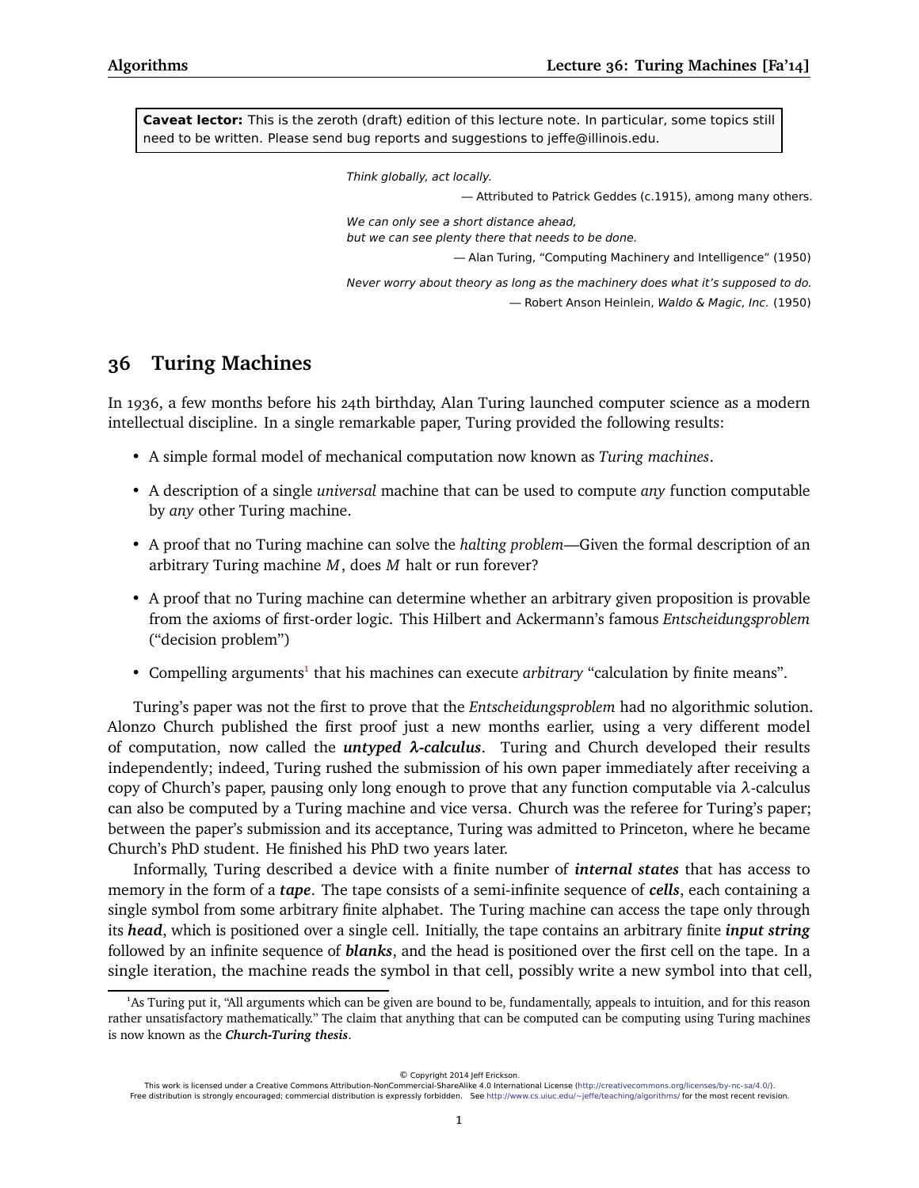**Caveat lector:** This is the zeroth (draft) edition of this lecture note. In particular, some topics still need to be written. Please send bug reports and suggestions to jeffe@illinois.edu.

> *Think globally, act locally.*
>
> — Attributed to Patrick Geddes (c.1915), among many others.

> *We can only see a short distance ahead,*
> *but we can see plenty there that needs to be done.*
>
> — Alan Turing, "Computing Machinery and Intelligence" (1950)

> *Never worry about theory as long as the machinery does what it's supposed to do.*
>
> — Robert Anson Heinlein, *Waldo & Magic, Inc.* (1950)

# 36 Turing Machines

In 1936, a few months before his 24th birthday, Alan Turing launched computer science as a modern intellectual discipline. In a single remarkable paper, Turing provided the following results:

- A simple formal model of mechanical computation now known as *Turing machines*.
- A description of a single *universal* machine that can be used to compute *any* function computable by *any* other Turing machine.
- A proof that no Turing machine can solve the *halting problem*—Given the formal description of an arbitrary Turing machine $M$, does $M$ halt or run forever?
- A proof that no Turing machine can determine whether an arbitrary given proposition is provable from the axioms of first-order logic. This Hilbert and Ackermann's famous *Entscheidungsproblem* ("decision problem")
- Compelling arguments[1] that his machines can execute *arbitrary* "calculation by finite means".

Turing's paper was not the first to prove that the *Entscheidungsproblem* had no algorithmic solution. Alonzo Church published the first proof just a new months earlier, using a very different model of computation, now called the ***untyped $\lambda$-calculus***. Turing and Church developed their results independently; indeed, Turing rushed the submission of his own paper immediately after receiving a copy of Church's paper, pausing only long enough to prove that any function computable via $\lambda$-calculus can also be computed by a Turing machine and vice versa. Church was the referee for Turing's paper; between the paper's submission and its acceptance, Turing was admitted to Princeton, where he became Church's PhD student. He finished his PhD two years later.

Informally, Turing described a device with a finite number of ***internal states*** that has access to memory in the form of a ***tape***. The tape consists of a semi-infinite sequence of ***cells***, each containing a single symbol from some arbitrary finite alphabet. The Turing machine can access the tape only through its ***head***, which is positioned over a single cell. Initially, the tape contains an arbitrary finite ***input string*** followed by an infinite sequence of ***blanks***, and the head is positioned over the first cell on the tape. In a single iteration, the machine reads the symbol in that cell, possibly write a new symbol into that cell,

---

[1] As Turing put it, "All arguments which can be given are bound to be, fundamentally, appeals to intuition, and for this reason rather unsatisfactory mathematically." The claim that anything that can be computed can be computing using Turing machines is now known as the ***Church-Turing thesis***.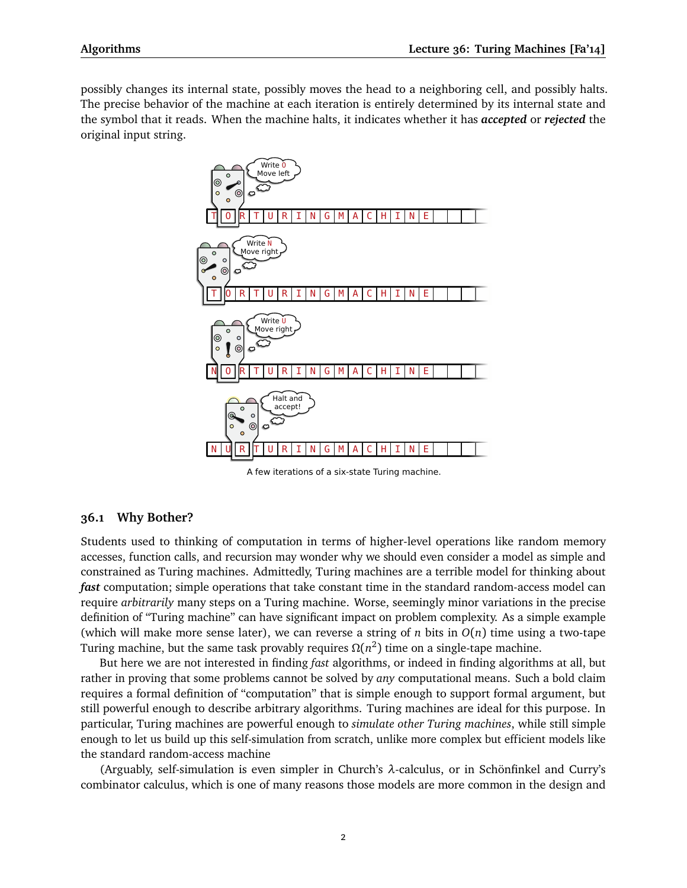possibly changes its internal state, possibly moves the head to a neighboring cell, and possibly halts. The precise behavior of the machine at each iteration is entirely determined by its internal state and the symbol that it reads. When the machine halts, it indicates whether it has ***accepted*** or ***rejected*** the original input string.

Write O
Move left

T O R T U R I N G M A C H I N E

Write N
Move right

T O R T U R I N G M A C H I N E

Write U
Move right

N O R T U R I N G M A C H I N E

Halt and
accept!

N U R T U R I N G M A C H I N E

A few iterations of a six-state Turing machine.

## 36.1 Why Bother?

Students used to thinking of computation in terms of higher-level operations like random memory accesses, function calls, and recursion may wonder why we should even consider a model as simple and constrained as Turing machines. Admittedly, Turing machines are a terrible model for thinking about ***fast*** computation; simple operations that take constant time in the standard random-access model can require *arbitrarily* many steps on a Turing machine. Worse, seemingly minor variations in the precise definition of "Turing machine" can have significant impact on problem complexity. As a simple example (which will make more sense later), we can reverse a string of $n$ bits in $O(n)$ time using a two-tape Turing machine, but the same task provably requires $\Omega(n^2)$ time on a single-tape machine.

But here we are not interested in finding *fast* algorithms, or indeed in finding algorithms at all, but rather in proving that some problems cannot be solved by *any* computational means. Such a bold claim requires a formal definition of "computation" that is simple enough to support formal argument, but still powerful enough to describe arbitrary algorithms. Turing machines are ideal for this purpose. In particular, Turing machines are powerful enough to *simulate other Turing machines*, while still simple enough to let us build up this self-simulation from scratch, unlike more complex but efficient models like the standard random-access machine

(Arguably, self-simulation is even simpler in Church's $\lambda$-calculus, or in Schönfinkel and Curry's combinator calculus, which is one of many reasons those models are more common in the design and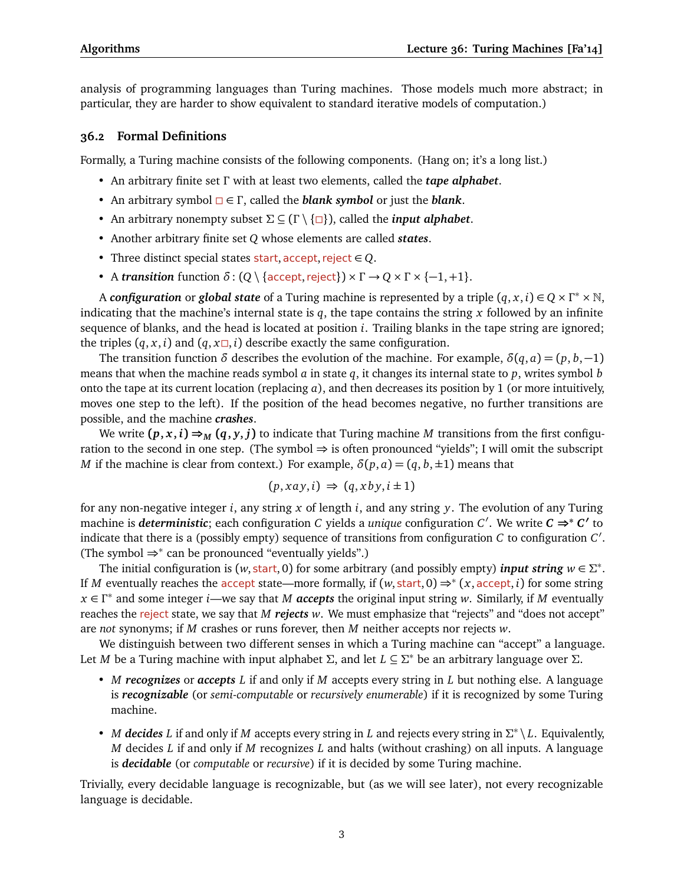analysis of programming languages than Turing machines. Those models much more abstract; in particular, they are harder to show equivalent to standard iterative models of computation.)

## 36.2 Formal Definitions

Formally, a Turing machine consists of the following components. (Hang on; it's a long list.)

- An arbitrary finite set $\Gamma$ with at least two elements, called the ***tape alphabet***.
- An arbitrary symbol $\square \in \Gamma$, called the ***blank symbol*** or just the ***blank***.
- An arbitrary nonempty subset $\Sigma \subseteq (\Gamma \setminus \{\square\})$, called the ***input alphabet***.
- Another arbitrary finite set $Q$ whose elements are called ***states***.
- Three distinct special states $\mathsf{start}, \mathsf{accept}, \mathsf{reject} \in Q$.
- A ***transition*** function $\delta : (Q \setminus \{\mathsf{accept}, \mathsf{reject}\}) \times \Gamma \to Q \times \Gamma \times \{-1, +1\}$.

A ***configuration*** or ***global state*** of a Turing machine is represented by a triple $(q, x, i) \in Q \times \Gamma^* \times \mathbb{N}$, indicating that the machine's internal state is $q$, the tape contains the string $x$ followed by an infinite sequence of blanks, and the head is located at position $i$. Trailing blanks in the tape string are ignored; the triples $(q, x, i)$ and $(q, x\square, i)$ describe exactly the same configuration.

The transition function $\delta$ describes the evolution of the machine. For example, $\delta(q, a) = (p, b, -1)$ means that when the machine reads symbol $a$ in state $q$, it changes its internal state to $p$, writes symbol $b$ onto the tape at its current location (replacing $a$), and then decreases its position by 1 (or more intuitively, moves one step to the left). If the position of the head becomes negative, no further transitions are possible, and the machine ***crashes***.

We write $\boldsymbol{(p, x, i) \Rightarrow_M (q, y, j)}$ to indicate that Turing machine $M$ transitions from the first configuration to the second in one step. (The symbol $\Rightarrow$ is often pronounced "yields"; I will omit the subscript $M$ if the machine is clear from context.) For example, $\delta(p, a) = (q, b, \pm 1)$ means that

$$(p, xay, i) \ \Rightarrow\ (q, xby, i \pm 1)$$

for any non-negative integer $i$, any string $x$ of length $i$, and any string $y$. The evolution of any Turing machine is ***deterministic***; each configuration $C$ yields a *unique* configuration $C'$. We write $\boldsymbol{C \Rightarrow^* C'}$ to indicate that there is a (possibly empty) sequence of transitions from configuration $C$ to configuration $C'$. (The symbol $\Rightarrow^*$ can be pronounced "eventually yields".)

The initial configuration is $(w, \mathsf{start}, 0)$ for some arbitrary (and possibly empty) ***input string*** $w \in \Sigma^*$. If $M$ eventually reaches the $\mathsf{accept}$ state—more formally, if $(w, \mathsf{start}, 0) \Rightarrow^* (x, \mathsf{accept}, i)$ for some string $x \in \Gamma^*$ and some integer $i$—we say that $M$ ***accepts*** the original input string $w$. Similarly, if $M$ eventually reaches the $\mathsf{reject}$ state, we say that $M$ ***rejects*** $w$. We must emphasize that "rejects" and "does not accept" are *not* synonyms; if $M$ crashes or runs forever, then $M$ neither accepts nor rejects $w$.

We distinguish between two different senses in which a Turing machine can "accept" a language. Let $M$ be a Turing machine with input alphabet $\Sigma$, and let $L \subseteq \Sigma^*$ be an arbitrary language over $\Sigma$.

- $M$ ***recognizes*** or ***accepts*** $L$ if and only if $M$ accepts every string in $L$ but nothing else. A language is ***recognizable*** (or *semi-computable* or *recursively enumerable*) if it is recognized by some Turing machine.
- $M$ ***decides*** $L$ if and only if $M$ accepts every string in $L$ and rejects every string in $\Sigma^* \setminus L$. Equivalently, $M$ decides $L$ if and only if $M$ recognizes $L$ and halts (without crashing) on all inputs. A language is ***decidable*** (or *computable* or *recursive*) if it is decided by some Turing machine.

Trivially, every decidable language is recognizable, but (as we will see later), not every recognizable language is decidable.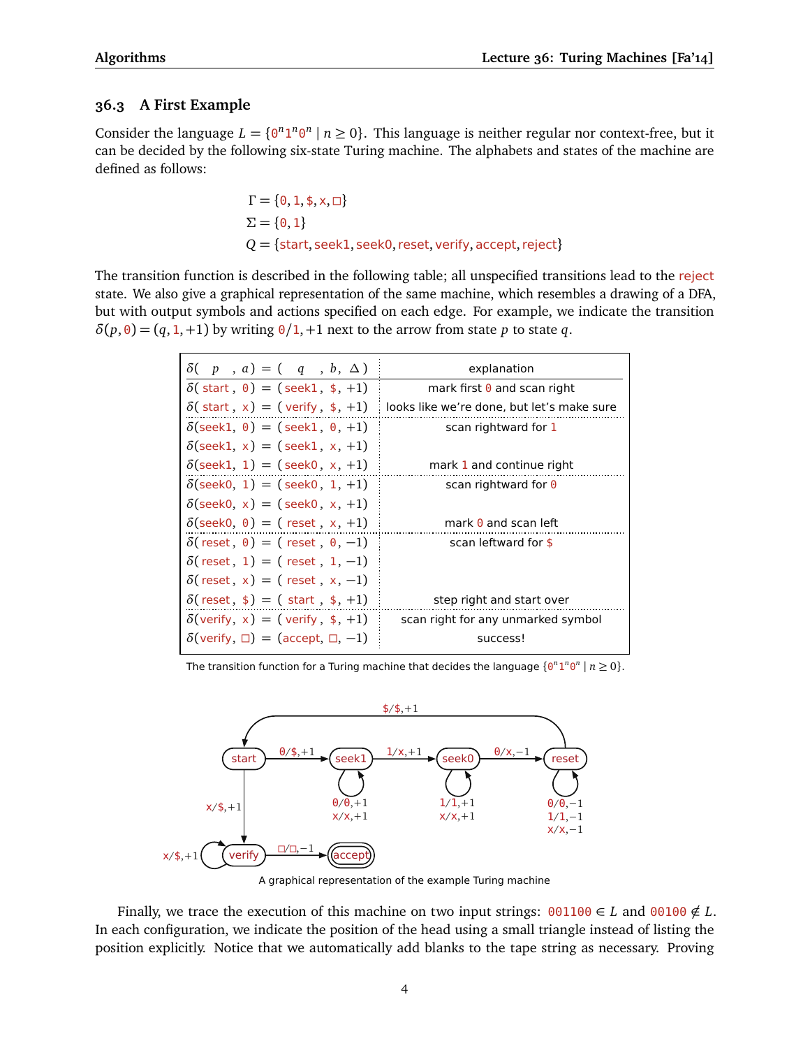### 36.3 A First Example

Consider the language $L = \{0^n 1^n 0^n \mid n \geq 0\}$. This language is neither regular nor context-free, but it can be decided by the following six-state Turing machine. The alphabets and states of the machine are defined as follows:

$$\Gamma = \{0, 1, \$, x, \square\}$$
$$\Sigma = \{0, 1\}$$
$$Q = \{\text{start}, \text{seek1}, \text{seek0}, \text{reset}, \text{verify}, \text{accept}, \text{reject}\}$$

The transition function is described in the following table; all unspecified transitions lead to the reject state. We also give a graphical representation of the same machine, which resembles a drawing of a DFA, but with output symbols and actions specified on each edge. For example, we indicate the transition $\delta(p, 0) = (q, 1, +1)$ by writing $0/1, +1$ next to the arrow from state $p$ to state $q$.

| $\delta(\ p\ , a) = (\ q\ , b, \Delta)$ | explanation |
|---|---|
| $\delta(\text{start}, 0) = (\text{seek1}, \$, +1)$ | mark first 0 and scan right |
| $\delta(\text{start}, x) = (\text{verify}, \$, +1)$ | looks like we're done, but let's make sure |
| $\delta(\text{seek1}, 0) = (\text{seek1}, 0, +1)$ | scan rightward for 1 |
| $\delta(\text{seek1}, x) = (\text{seek1}, x, +1)$ | |
| $\delta(\text{seek1}, 1) = (\text{seek0}, x, +1)$ | mark 1 and continue right |
| $\delta(\text{seek0}, 1) = (\text{seek0}, 1, +1)$ | scan rightward for 0 |
| $\delta(\text{seek0}, x) = (\text{seek0}, x, +1)$ | |
| $\delta(\text{seek0}, 0) = (\text{reset}, x, +1)$ | mark 0 and scan left |
| $\delta(\text{reset}, 0) = (\text{reset}, 0, -1)$ | scan leftward for \$ |
| $\delta(\text{reset}, 1) = (\text{reset}, 1, -1)$ | |
| $\delta(\text{reset}, x) = (\text{reset}, x, -1)$ | |
| $\delta(\text{reset}, \$) = (\text{start}, \$, +1)$ | step right and start over |
| $\delta(\text{verify}, x) = (\text{verify}, \$, +1)$ | scan right for any unmarked symbol |
| $\delta(\text{verify}, \square) = (\text{accept}, \square, -1)$ | success! |

The transition function for a Turing machine that decides the language $\{0^n 1^n 0^n \mid n \geq 0\}$.

A graphical representation of the example Turing machine

Finally, we trace the execution of this machine on two input strings: $001100 \in L$ and $00100 \notin L$. In each configuration, we indicate the position of the head using a small triangle instead of listing the position explicitly. Notice that we automatically add blanks to the tape string as necessary. Proving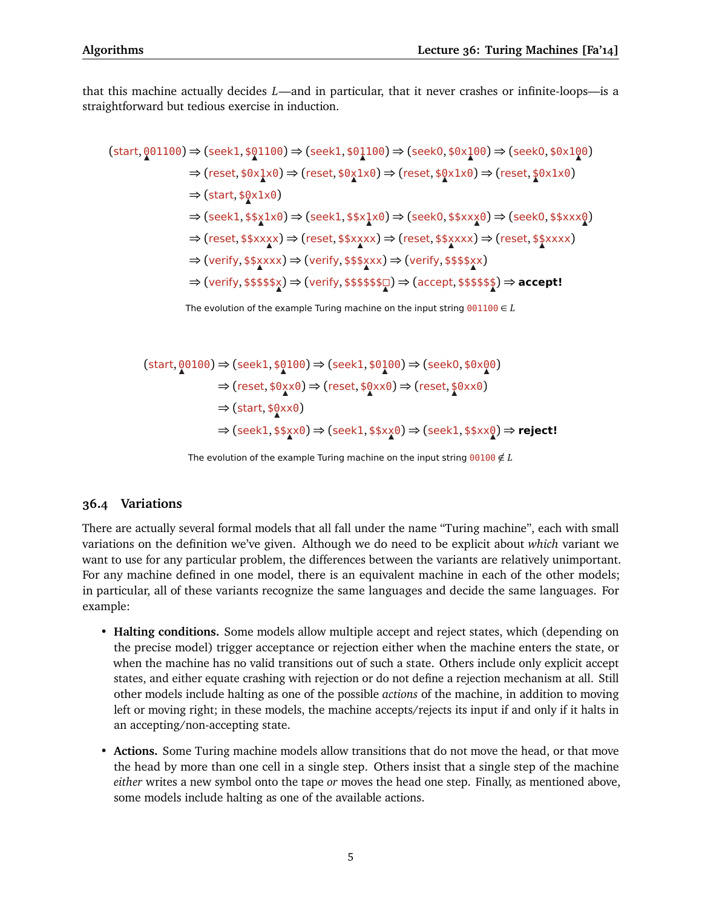that this machine actually decides $L$—and in particular, that it never crashes or infinite-loops—is a straightforward but tedious exercise in induction.

```
(start, 001100) ⇒ (seek1, $01100) ⇒ (seek1, $01100) ⇒ (seek0, $0x100) ⇒ (seek0, $0x100)
         ⇒ (reset, $0x1x0) ⇒ (reset, $0x1x0) ⇒ (reset, $0x1x0) ⇒ (reset, $0x1x0)
         ⇒ (start, $0x1x0)
         ⇒ (seek1, $$x1x0) ⇒ (seek1, $$x1x0) ⇒ (seek0, $$xxx0) ⇒ (seek0, $$xxx0)
         ⇒ (reset, $$xxxx) ⇒ (reset, $$xxxx) ⇒ (reset, $$xxxx) ⇒ (reset, $$xxxx)
         ⇒ (verify, $$xxxx) ⇒ (verify, $$$xxx) ⇒ (verify, $$$$xx)
         ⇒ (verify, $$$$$x) ⇒ (verify, $$$$$$□) ⇒ (accept, $$$$$$) ⇒ accept!
```

The evolution of the example Turing machine on the input string 001100 $\in L$

```
(start, 00100) ⇒ (seek1, $0100) ⇒ (seek1, $0100) ⇒ (seek0, $0x00)
         ⇒ (reset, $0xx0) ⇒ (reset, $0xx0) ⇒ (reset, $0xx0)
         ⇒ (start, $0xx0)
         ⇒ (seek1, $$xx0) ⇒ (seek1, $$xx0) ⇒ (seek1, $$xx0) ⇒ reject!
```

The evolution of the example Turing machine on the input string 00100 $\notin L$

## 36.4 Variations

There are actually several formal models that all fall under the name "Turing machine", each with small variations on the definition we've given. Although we do need to be explicit about *which* variant we want to use for any particular problem, the differences between the variants are relatively unimportant. For any machine defined in one model, there is an equivalent machine in each of the other models; in particular, all of these variants recognize the same languages and decide the same languages. For example:

- **Halting conditions.** Some models allow multiple accept and reject states, which (depending on the precise model) trigger acceptance or rejection either when the machine enters the state, or when the machine has no valid transitions out of such a state. Others include only explicit accept states, and either equate crashing with rejection or do not define a rejection mechanism at all. Still other models include halting as one of the possible *actions* of the machine, in addition to moving left or moving right; in these models, the machine accepts/rejects its input if and only if it halts in an accepting/non-accepting state.

- **Actions.** Some Turing machine models allow transitions that do not move the head, or that move the head by more than one cell in a single step. Others insist that a single step of the machine *either* writes a new symbol onto the tape *or* moves the head one step. Finally, as mentioned above, some models include halting as one of the available actions.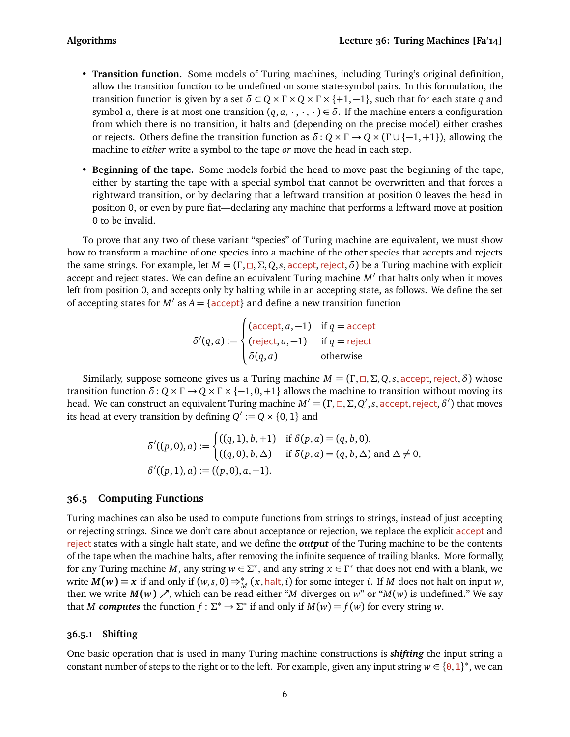- **Transition function.** Some models of Turing machines, including Turing's original definition, allow the transition function to be undefined on some state-symbol pairs. In this formulation, the transition function is given by a set $\delta \subset Q \times \Gamma \times Q \times \Gamma \times \{+1, -1\}$, such that for each state $q$ and symbol $a$, there is at most one transition $(q, a, \cdot, \cdot, \cdot) \in \delta$. If the machine enters a configuration from which there is no transition, it halts and (depending on the precise model) either crashes or rejects. Others define the transition function as $\delta \colon Q \times \Gamma \to Q \times (\Gamma \cup \{-1, +1\})$, allowing the machine to *either* write a symbol to the tape *or* move the head in each step.

- **Beginning of the tape.** Some models forbid the head to move past the beginning of the tape, either by starting the tape with a special symbol that cannot be overwritten and that forces a rightward transition, or by declaring that a leftward transition at position 0 leaves the head in position 0, or even by pure fiat—declaring any machine that performs a leftward move at position 0 to be invalid.

To prove that any two of these variant "species" of Turing machine are equivalent, we must show how to transform a machine of one species into a machine of the other species that accepts and rejects the same strings. For example, let $M = (\Gamma, \square, \Sigma, Q, s, \mathsf{accept}, \mathsf{reject}, \delta)$ be a Turing machine with explicit accept and reject states. We can define an equivalent Turing machine $M'$ that halts only when it moves left from position 0, and accepts only by halting while in an accepting state, as follows. We define the set of accepting states for $M'$ as $A = \{\mathsf{accept}\}$ and define a new transition function

$$\delta'(q, a) := \begin{cases} (\mathsf{accept}, a, -1) & \text{if } q = \mathsf{accept} \\ (\mathsf{reject}, a, -1) & \text{if } q = \mathsf{reject} \\ \delta(q, a) & \text{otherwise} \end{cases}$$

Similarly, suppose someone gives us a Turing machine $M = (\Gamma, \square, \Sigma, Q, s, \mathsf{accept}, \mathsf{reject}, \delta)$ whose transition function $\delta \colon Q \times \Gamma \to Q \times \Gamma \times \{-1, 0, +1\}$ allows the machine to transition without moving its head. We can construct an equivalent Turing machine $M' = (\Gamma, \square, \Sigma, Q', s, \mathsf{accept}, \mathsf{reject}, \delta')$ that moves its head at every transition by defining $Q' := Q \times \{0, 1\}$ and

$$\delta'((p, 0), a) := \begin{cases} ((q, 1), b, +1) & \text{if } \delta(p, a) = (q, b, 0), \\ ((q, 0), b, \Delta) & \text{if } \delta(p, a) = (q, b, \Delta) \text{ and } \Delta \neq 0, \end{cases}$$

$$\delta'((p, 1), a) := ((p, 0), a, -1).$$

## 36.5 Computing Functions

Turing machines can also be used to compute functions from strings to strings, instead of just accepting or rejecting strings. Since we don't care about acceptance or rejection, we replace the explicit accept and reject states with a single halt state, and we define the ***output*** of the Turing machine to be the contents of the tape when the machine halts, after removing the infinite sequence of trailing blanks. More formally, for any Turing machine $M$, any string $w \in \Sigma^*$, and any string $x \in \Gamma^*$ that does not end with a blank, we write $\boldsymbol{M(w) = x}$ if and only if $(w, s, 0) \Rightarrow_M^* (x, \mathsf{halt}, i)$ for some integer $i$. If $M$ does not halt on input $w$, then we write $\boldsymbol{M(w) \nearrow}$, which can be read either "$M$ diverges on $w$" or "$M(w)$ is undefined." We say that $M$ ***computes*** the function $f \colon \Sigma^* \to \Sigma^*$ if and only if $M(w) = f(w)$ for every string $w$.

### 36.5.1 Shifting

One basic operation that is used in many Turing machine constructions is ***shifting*** the input string a constant number of steps to the right or to the left. For example, given any input string $w \in \{0, 1\}^*$, we can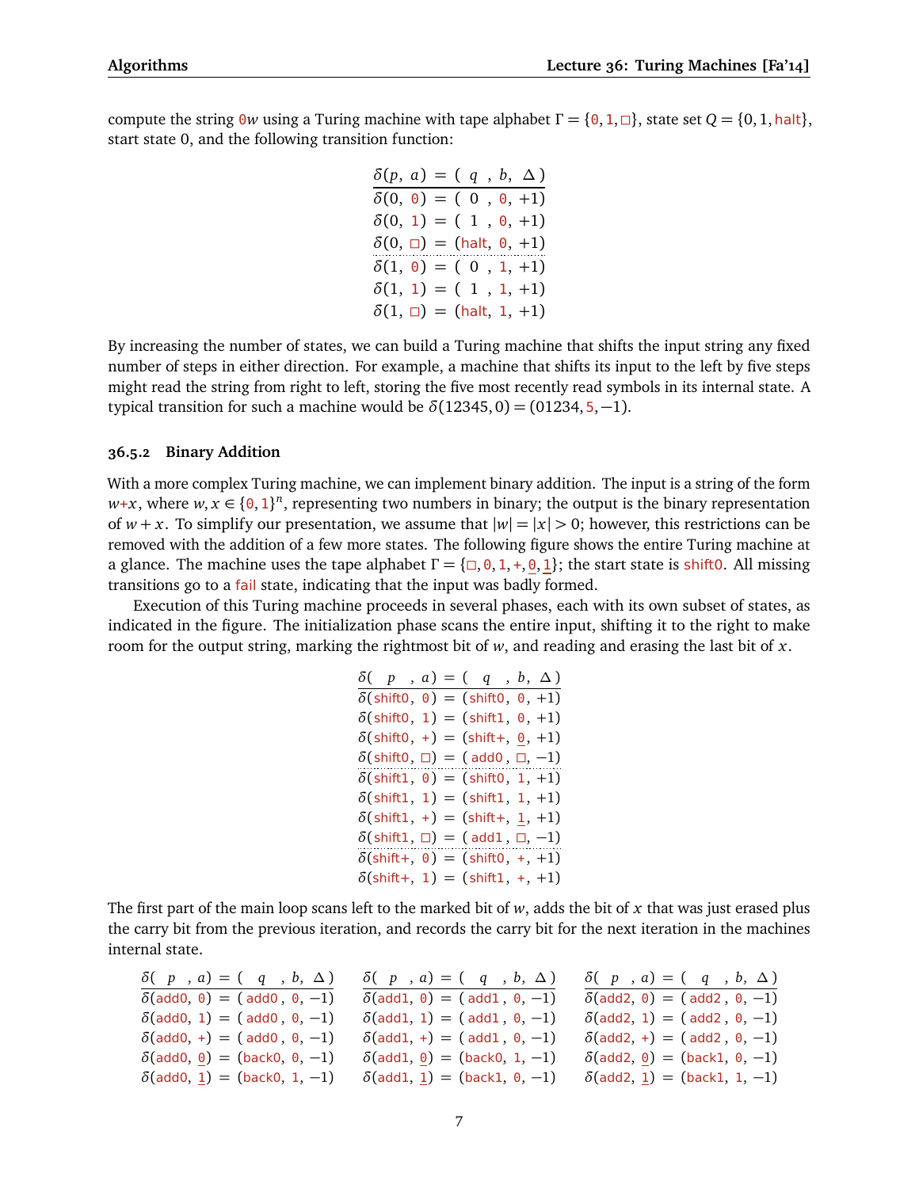compute the string 0$w$ using a Turing machine with tape alphabet $\Gamma = \{0, 1, \square\}$, state set $Q = \{0, 1, \text{halt}\}$, start state 0, and the following transition function:

| $\delta(p,\ a)$ | = | ( $q$ , $b$, $\Delta$ ) |
|---|---|---|
| $\delta(0,\ 0)$ | = | ( 0 , 0, +1) |
| $\delta(0,\ 1)$ | = | ( 1 , 0, +1) |
| $\delta(0,\ \square)$ | = | (halt, 0, +1) |
| $\delta(1,\ 0)$ | = | ( 0 , 1, +1) |
| $\delta(1,\ 1)$ | = | ( 1 , 1, +1) |
| $\delta(1,\ \square)$ | = | (halt, 1, +1) |

By increasing the number of states, we can build a Turing machine that shifts the input string any fixed number of steps in either direction. For example, a machine that shifts its input to the left by five steps might read the string from right to left, storing the five most recently read symbols in its internal state. A typical transition for such a machine would be $\delta(12345, 0) = (01234, 5, -1)$.

### 36.5.2 Binary Addition

With a more complex Turing machine, we can implement binary addition. The input is a string of the form $w$+$x$, where $w, x \in \{0, 1\}^n$, representing two numbers in binary; the output is the binary representation of $w + x$. To simplify our presentation, we assume that $|w| = |x| > 0$; however, this restrictions can be removed with the addition of a few more states. The following figure shows the entire Turing machine at a glance. The machine uses the tape alphabet $\Gamma = \{\square, 0, 1, +, \underline{0}, \underline{1}\}$; the start state is shift0. All missing transitions go to a fail state, indicating that the input was badly formed.

Execution of this Turing machine proceeds in several phases, each with its own subset of states, as indicated in the figure. The initialization phase scans the entire input, shifting it to the right to make room for the output string, marking the rightmost bit of $w$, and reading and erasing the last bit of $x$.

| $\delta($ $p$ , $a)$ | = | ( $q$ , $b$, $\Delta$ ) |
|---|---|---|
| $\delta$(shift0, 0) | = | (shift0, 0, +1) |
| $\delta$(shift0, 1) | = | (shift1, 0, +1) |
| $\delta$(shift0, +) | = | (shift+, $\underline{0}$, +1) |
| $\delta$(shift0, $\square$) | = | ( add0 , $\square$, −1) |
| $\delta$(shift1, 0) | = | (shift0, 1, +1) |
| $\delta$(shift1, 1) | = | (shift1, 1, +1) |
| $\delta$(shift1, +) | = | (shift+, $\underline{1}$, +1) |
| $\delta$(shift1, $\square$) | = | ( add1 , $\square$, −1) |
| $\delta$(shift+, 0) | = | (shift0, +, +1) |
| $\delta$(shift+, 1) | = | (shift1, +, +1) |

The first part of the main loop scans left to the marked bit of $w$, adds the bit of $x$ that was just erased plus the carry bit from the previous iteration, and records the carry bit for the next iteration in the machines internal state.

| $\delta($ $p$ , $a)$ | = | ( $q$ , $b$, $\Delta$ ) |
|---|---|---|
| $\delta$(add0, 0) | = | ( add0 , 0, −1) |
| $\delta$(add0, 1) | = | ( add0 , 0, −1) |
| $\delta$(add0, +) | = | ( add0 , 0, −1) |
| $\delta$(add0, $\underline{0}$) | = | (back0, 0, −1) |
| $\delta$(add0, $\underline{1}$) | = | (back0, 1, −1) |

| $\delta($ $p$ , $a)$ | = | ( $q$ , $b$, $\Delta$ ) |
|---|---|---|
| $\delta$(add1, 0) | = | ( add1 , 0, −1) |
| $\delta$(add1, 1) | = | ( add1 , 0, −1) |
| $\delta$(add1, +) | = | ( add1 , 0, −1) |
| $\delta$(add1, $\underline{0}$) | = | (back0, 1, −1) |
| $\delta$(add1, $\underline{1}$) | = | (back1, 0, −1) |

| $\delta($ $p$ , $a)$ | = | ( $q$ , $b$, $\Delta$ ) |
|---|---|---|
| $\delta$(add2, 0) | = | ( add2 , 0, −1) |
| $\delta$(add2, 1) | = | ( add2 , 0, −1) |
| $\delta$(add2, +) | = | ( add2 , 0, −1) |
| $\delta$(add2, $\underline{0}$) | = | (back1, 0, −1) |
| $\delta$(add2, $\underline{1}$) | = | (back1, 1, −1) |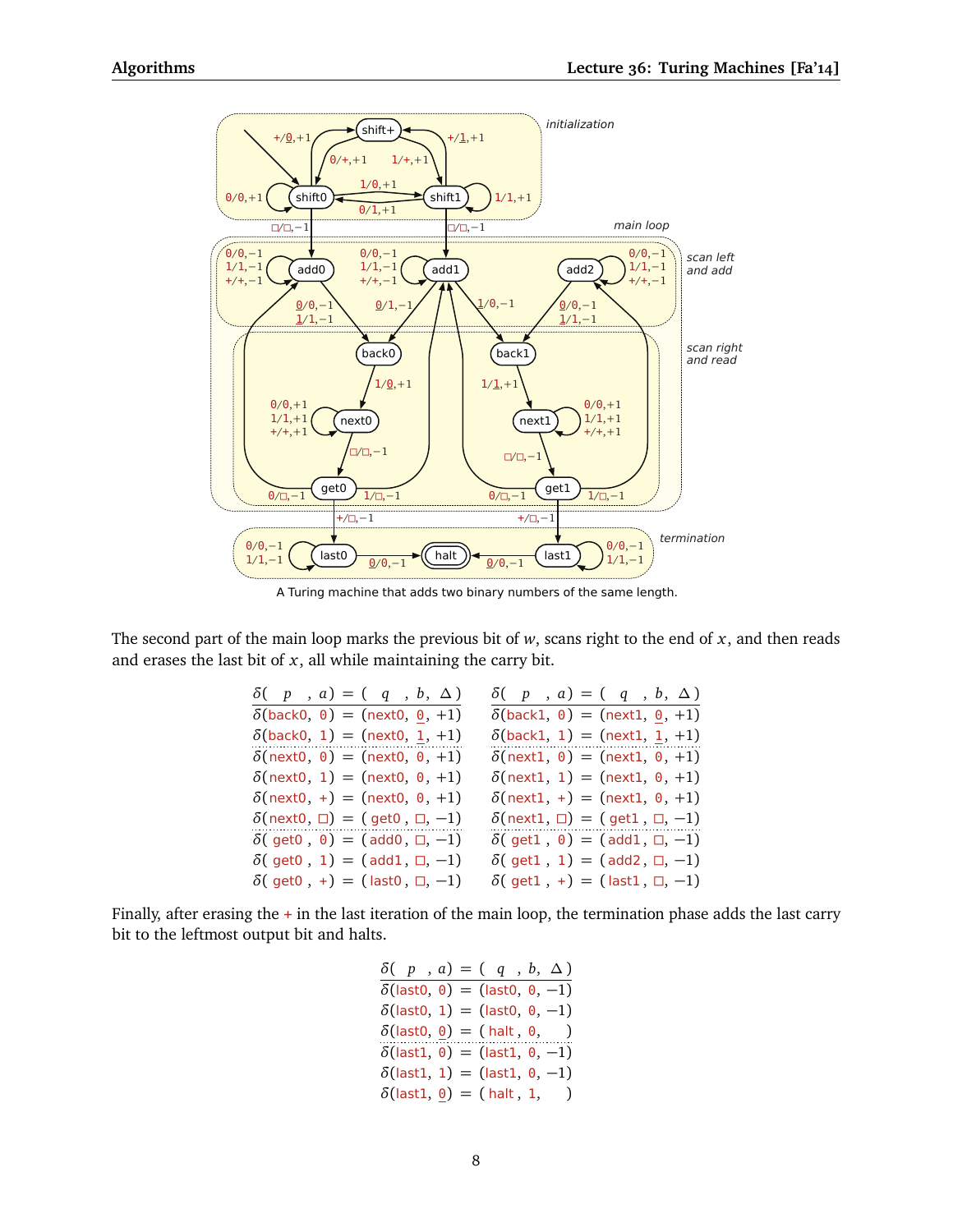A Turing machine that adds two binary numbers of the same length.

The second part of the main loop marks the previous bit of $w$, scans right to the end of $x$, and then reads and erases the last bit of $x$, all while maintaining the carry bit.

| δ( p , a) | = ( q , b, Δ ) |
|---|---|
| δ(back0, 0) | = (next0, 0̲, +1) |
| δ(back0, 1) | = (next0, 1̲, +1) |
| δ(next0, 0) | = (next0, 0, +1) |
| δ(next0, 1) | = (next0, 0, +1) |
| δ(next0, +) | = (next0, 0, +1) |
| δ(next0, □) | = ( get0 , □, −1) |
| δ( get0 , 0) | = (add0, □, −1) |
| δ( get0 , 1) | = (add1, □, −1) |
| δ( get0 , +) | = (last0, □, −1) |

| δ( p , a) | = ( q , b, Δ ) |
|---|---|
| δ(back1, 0) | = (next1, 0̲, +1) |
| δ(back1, 1) | = (next1, 1̲, +1) |
| δ(next1, 0) | = (next1, 0, +1) |
| δ(next1, 1) | = (next1, 0, +1) |
| δ(next1, +) | = (next1, 0, +1) |
| δ(next1, □) | = ( get1 , □, −1) |
| δ( get1 , 0) | = (add1, □, −1) |
| δ( get1 , 1) | = (add2, □, −1) |
| δ( get1 , +) | = (last1, □, −1) |

Finally, after erasing the + in the last iteration of the main loop, the termination phase adds the last carry bit to the leftmost output bit and halts.

| δ( p , a) | = ( q , b, Δ ) |
|---|---|
| δ(last0, 0) | = (last0, 0, −1) |
| δ(last0, 1) | = (last0, 0, −1) |
| δ(last0, 0̲) | = ( halt , 0, ) |
| δ(last1, 0) | = (last1, 0, −1) |
| δ(last1, 1) | = (last1, 0, −1) |
| δ(last1, 0̲) | = ( halt , 1, ) |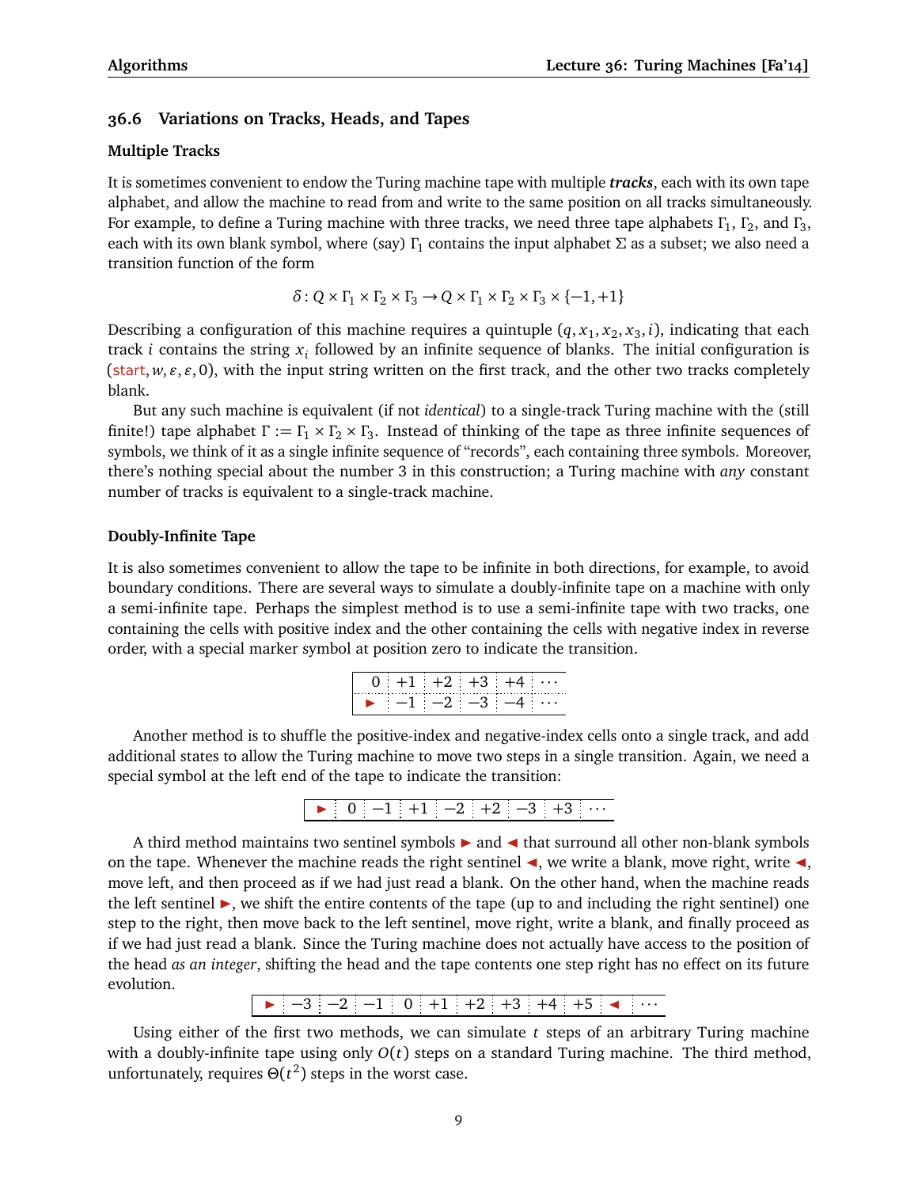## 36.6 Variations on Tracks, Heads, and Tapes

### Multiple Tracks

It is sometimes convenient to endow the Turing machine tape with multiple ***tracks***, each with its own tape alphabet, and allow the machine to read from and write to the same position on all tracks simultaneously. For example, to define a Turing machine with three tracks, we need three tape alphabets $\Gamma_1$, $\Gamma_2$, and $\Gamma_3$, each with its own blank symbol, where (say) $\Gamma_1$ contains the input alphabet $\Sigma$ as a subset; we also need a transition function of the form

$$\delta \colon Q \times \Gamma_1 \times \Gamma_2 \times \Gamma_3 \to Q \times \Gamma_1 \times \Gamma_2 \times \Gamma_3 \times \{-1, +1\}$$

Describing a configuration of this machine requires a quintuple $(q, x_1, x_2, x_3, i)$, indicating that each track $i$ contains the string $x_i$ followed by an infinite sequence of blanks. The initial configuration is $(\text{start}, w, \varepsilon, \varepsilon, 0)$, with the input string written on the first track, and the other two tracks completely blank.

But any such machine is equivalent (if not *identical*) to a single-track Turing machine with the (still finite!) tape alphabet $\Gamma := \Gamma_1 \times \Gamma_2 \times \Gamma_3$. Instead of thinking of the tape as three infinite sequences of symbols, we think of it as a single infinite sequence of "records", each containing three symbols. Moreover, there's nothing special about the number 3 in this construction; a Turing machine with *any* constant number of tracks is equivalent to a single-track machine.

### Doubly-Infinite Tape

It is also sometimes convenient to allow the tape to be infinite in both directions, for example, to avoid boundary conditions. There are several ways to simulate a doubly-infinite tape on a machine with only a semi-infinite tape. Perhaps the simplest method is to use a semi-infinite tape with two tracks, one containing the cells with positive index and the other containing the cells with negative index in reverse order, with a special marker symbol at position zero to indicate the transition.

| 0 | +1 | +2 | +3 | +4 | ⋯ |
|---|---|---|---|---|---|
| ► | −1 | −2 | −3 | −4 | ⋯ |

Another method is to shuffle the positive-index and negative-index cells onto a single track, and add additional states to allow the Turing machine to move two steps in a single transition. Again, we need a special symbol at the left end of the tape to indicate the transition:

| ► | 0 | −1 | +1 | −2 | +2 | −3 | +3 | ⋯ |
|---|---|---|---|---|---|---|---|---|

A third method maintains two sentinel symbols ► and ◄ that surround all other non-blank symbols on the tape. Whenever the machine reads the right sentinel ◄, we write a blank, move right, write ◄, move left, and then proceed as if we had just read a blank. On the other hand, when the machine reads the left sentinel ►, we shift the entire contents of the tape (up to and including the right sentinel) one step to the right, then move back to the left sentinel, move right, write a blank, and finally proceed as if we had just read a blank. Since the Turing machine does not actually have access to the position of the head *as an integer*, shifting the head and the tape contents one step right has no effect on its future evolution.

| ► | −3 | −2 | −1 | 0 | +1 | +2 | +3 | +4 | +5 | ◄ | ⋯ |
|---|---|---|---|---|---|---|---|---|---|---|---|

Using either of the first two methods, we can simulate $t$ steps of an arbitrary Turing machine with a doubly-infinite tape using only $O(t)$ steps on a standard Turing machine. The third method, unfortunately, requires $\Theta(t^2)$ steps in the worst case.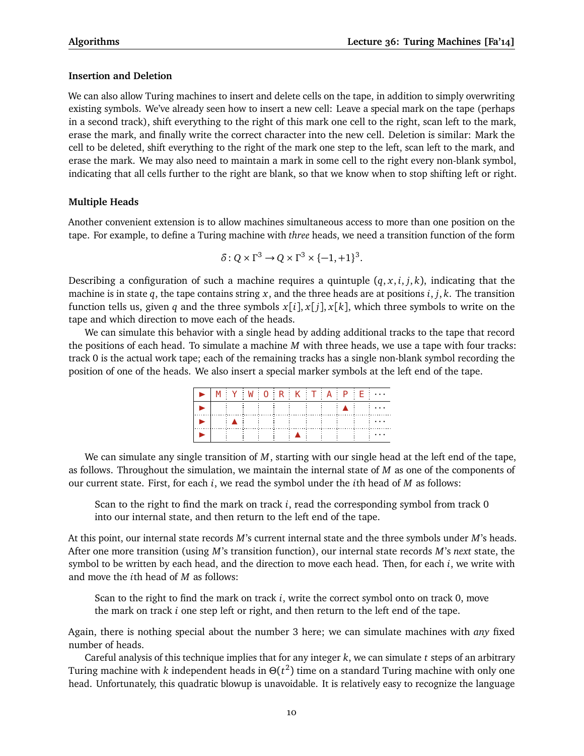### Insertion and Deletion

We can also allow Turing machines to insert and delete cells on the tape, in addition to simply overwriting existing symbols. We've already seen how to insert a new cell: Leave a special mark on the tape (perhaps in a second track), shift everything to the right of this mark one cell to the right, scan left to the mark, erase the mark, and finally write the correct character into the new cell. Deletion is similar: Mark the cell to be deleted, shift everything to the right of the mark one step to the left, scan left to the mark, and erase the mark. We may also need to maintain a mark in some cell to the right every non-blank symbol, indicating that all cells further to the right are blank, so that we know when to stop shifting left or right.

### Multiple Heads

Another convenient extension is to allow machines simultaneous access to more than one position on the tape. For example, to define a Turing machine with *three* heads, we need a transition function of the form

$$\delta : Q \times \Gamma^3 \to Q \times \Gamma^3 \times \{-1, +1\}^3.$$

Describing a configuration of such a machine requires a quintuple $(q, x, i, j, k)$, indicating that the machine is in state $q$, the tape contains string $x$, and the three heads are at positions $i, j, k$. The transition function tells us, given $q$ and the three symbols $x[i], x[j], x[k]$, which three symbols to write on the tape and which direction to move each of the heads.

We can simulate this behavior with a single head by adding additional tracks to the tape that record the positions of each head. To simulate a machine $M$ with three heads, we use a tape with four tracks: track 0 is the actual work tape; each of the remaining tracks has a single non-blank symbol recording the position of one of the heads. We also insert a special marker symbols at the left end of the tape.

| ► | M | Y | W | O | R | K | T | A | P | E | ⋯ |
|---|---|---|---|---|---|---|---|---|---|---|---|
| ► | | | | | | | | | ▲ | | ⋯ |
| ► | | ▲ | | | | | | | | | ⋯ |
| ► | | | | | | ▲ | | | | | ⋯ |

We can simulate any single transition of $M$, starting with our single head at the left end of the tape, as follows. Throughout the simulation, we maintain the internal state of $M$ as one of the components of our current state. First, for each $i$, we read the symbol under the $i$th head of $M$ as follows:

> Scan to the right to find the mark on track $i$, read the corresponding symbol from track 0 into our internal state, and then return to the left end of the tape.

At this point, our internal state records $M$'s current internal state and the three symbols under $M$'s heads. After one more transition (using $M$'s transition function), our internal state records $M$'s *next* state, the symbol to be written by each head, and the direction to move each head. Then, for each $i$, we write with and move the $i$th head of $M$ as follows:

> Scan to the right to find the mark on track $i$, write the correct symbol onto on track 0, move the mark on track $i$ one step left or right, and then return to the left end of the tape.

Again, there is nothing special about the number 3 here; we can simulate machines with *any* fixed number of heads.

Careful analysis of this technique implies that for any integer $k$, we can simulate $t$ steps of an arbitrary Turing machine with $k$ independent heads in $\Theta(t^2)$ time on a standard Turing machine with only one head. Unfortunately, this quadratic blowup is unavoidable. It is relatively easy to recognize the language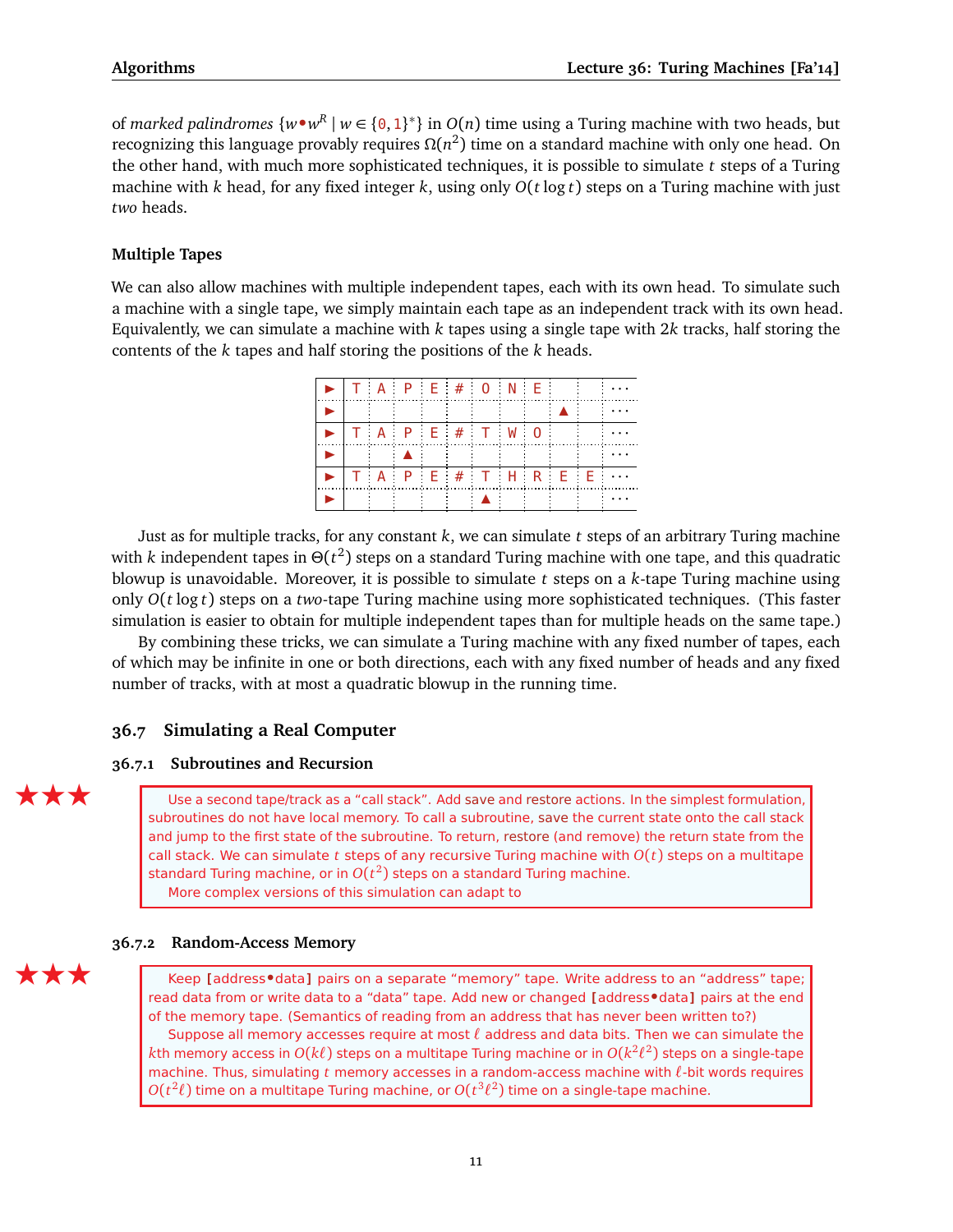of *marked palindromes* $\{w\bullet w^R \mid w \in \{0,1\}^*\}$ in $O(n)$ time using a Turing machine with two heads, but recognizing this language provably requires $\Omega(n^2)$ time on a standard machine with only one head. On the other hand, with much more sophisticated techniques, it is possible to simulate $t$ steps of a Turing machine with $k$ head, for any fixed integer $k$, using only $O(t \log t)$ steps on a Turing machine with just *two* heads.

### Multiple Tapes

We can also allow machines with multiple independent tapes, each with its own head. To simulate such a machine with a single tape, we simply maintain each tape as an independent track with its own head. Equivalently, we can simulate a machine with $k$ tapes using a single tape with $2k$ tracks, half storing the contents of the $k$ tapes and half storing the positions of the $k$ heads.

| ► | T | A | P | E | # | O | N | E | | | ⋯ |
|---|---|---|---|---|---|---|---|---|---|---|---|
| ► | | | | | | | | | ▲ | | ⋯ |
| ► | T | A | P | E | # | T | W | O | | | ⋯ |
| ► | | | ▲ | | | | | | | | ⋯ |
| ► | T | A | P | E | # | T | H | R | E | E | ⋯ |
| ► | | | | | | ▲ | | | | | ⋯ |

Just as for multiple tracks, for any constant $k$, we can simulate $t$ steps of an arbitrary Turing machine with $k$ independent tapes in $\Theta(t^2)$ steps on a standard Turing machine with one tape, and this quadratic blowup is unavoidable. Moreover, it is possible to simulate $t$ steps on a $k$-tape Turing machine using only $O(t \log t)$ steps on a *two*-tape Turing machine using more sophisticated techniques. (This faster simulation is easier to obtain for multiple independent tapes than for multiple heads on the same tape.)

By combining these tricks, we can simulate a Turing machine with any fixed number of tapes, each of which may be infinite in one or both directions, each with any fixed number of heads and any fixed number of tracks, with at most a quadratic blowup in the running time.

## 36.7 Simulating a Real Computer

### 36.7.1 Subroutines and Recursion

★★★

Use a second tape/track as a "call stack". Add save and restore actions. In the simplest formulation, subroutines do not have local memory. To call a subroutine, save the current state onto the call stack and jump to the first state of the subroutine. To return, restore (and remove) the return state from the call stack. We can simulate $t$ steps of any recursive Turing machine with $O(t)$ steps on a multitape standard Turing machine, or in $O(t^2)$ steps on a standard Turing machine.

More complex versions of this simulation can adapt to

### 36.7.2 Random-Access Memory

★★★

Keep [address•data] pairs on a separate "memory" tape. Write address to an "address" tape; read data from or write data to a "data" tape. Add new or changed [address•data] pairs at the end of the memory tape. (Semantics of reading from an address that has never been written to?)

Suppose all memory accesses require at most $\ell$ address and data bits. Then we can simulate the $k$th memory access in $O(k\ell)$ steps on a multitape Turing machine or in $O(k^2\ell^2)$ steps on a single-tape machine. Thus, simulating $t$ memory accesses in a random-access machine with $\ell$-bit words requires $O(t^2\ell)$ time on a multitape Turing machine, or $O(t^3\ell^2)$ time on a single-tape machine.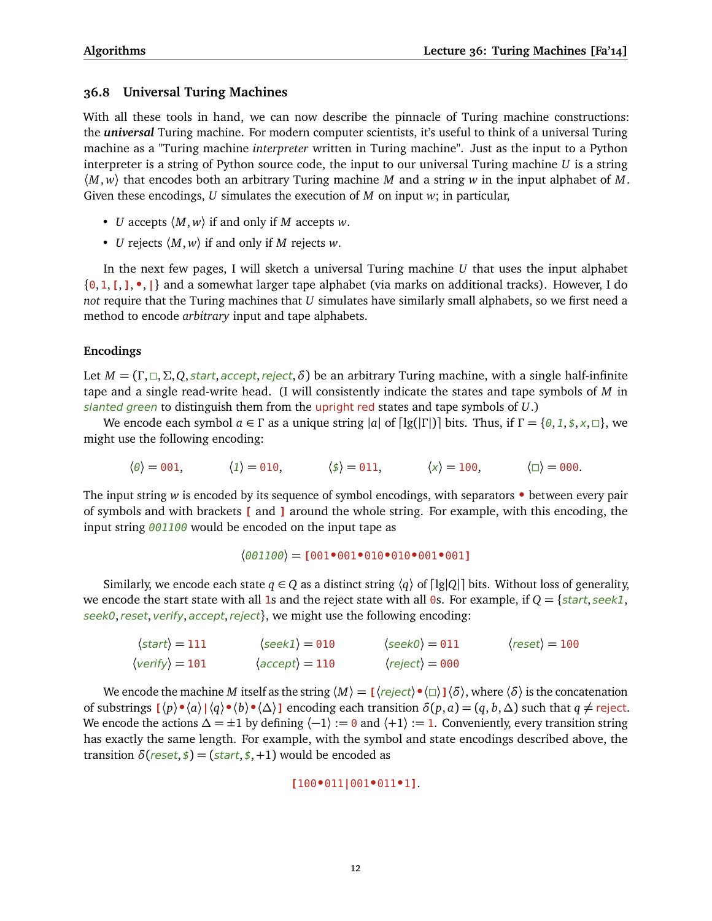## 36.8 Universal Turing Machines

With all these tools in hand, we can now describe the pinnacle of Turing machine constructions: the ***universal*** Turing machine. For modern computer scientists, it's useful to think of a universal Turing machine as a "Turing machine *interpreter* written in Turing machine". Just as the input to a Python interpreter is a string of Python source code, the input to our universal Turing machine $U$ is a string $\langle M, w\rangle$ that encodes both an arbitrary Turing machine $M$ and a string $w$ in the input alphabet of $M$. Given these encodings, $U$ simulates the execution of $M$ on input $w$; in particular,

- $U$ accepts $\langle M, w\rangle$ if and only if $M$ accepts $w$.
- $U$ rejects $\langle M, w\rangle$ if and only if $M$ rejects $w$.

In the next few pages, I will sketch a universal Turing machine $U$ that uses the input alphabet {0, 1, [, ], •, |} and a somewhat larger tape alphabet (via marks on additional tracks). However, I do *not* require that the Turing machines that $U$ simulates have similarly small alphabets, so we first need a method to encode *arbitrary* input and tape alphabets.

### Encodings

Let $M = (\Gamma, \square, \Sigma, Q, \textit{start}, \textit{accept}, \textit{reject}, \delta)$ be an arbitrary Turing machine, with a single half-infinite tape and a single read-write head. (I will consistently indicate the states and tape symbols of $M$ in *slanted green* to distinguish them from the upright red states and tape symbols of $U$.)

We encode each symbol $a \in \Gamma$ as a unique string $|a|$ of $\lceil \lg(|\Gamma|)\rceil$ bits. Thus, if $\Gamma = \{\textit{0}, \textit{1}, \textit{\$}, \textit{x}, \square\}$, we might use the following encoding:

$$\langle \textit{0}\rangle = 001, \qquad \langle \textit{1}\rangle = 010, \qquad \langle \textit{\$}\rangle = 011, \qquad \langle \textit{x}\rangle = 100, \qquad \langle \square\rangle = 000.$$

The input string $w$ is encoded by its sequence of symbol encodings, with separators • between every pair of symbols and with brackets [ and ] around the whole string. For example, with this encoding, the input string *001100* would be encoded on the input tape as

$$\langle \textit{001100}\rangle = \texttt{[001•001•010•010•001•001]}$$

Similarly, we encode each state $q \in Q$ as a distinct string $\langle q\rangle$ of $\lceil \lg |Q|\rceil$ bits. Without loss of generality, we encode the start state with all 1s and the reject state with all 0s. For example, if $Q = \{\textit{start}, \textit{seek1}, \textit{seek0}, \textit{reset}, \textit{verify}, \textit{accept}, \textit{reject}\}$, we might use the following encoding:

$$\langle \textit{start}\rangle = 111 \qquad \langle \textit{seek1}\rangle = 010 \qquad \langle \textit{seek0}\rangle = 011 \qquad \langle \textit{reset}\rangle = 100$$
$$\langle \textit{verify}\rangle = 101 \qquad \langle \textit{accept}\rangle = 110 \qquad \langle \textit{reject}\rangle = 000$$

We encode the machine $M$ itself as the string $\langle M\rangle = \texttt{[}\langle \textit{reject}\rangle\texttt{•}\langle\square\rangle\texttt{]}\langle\delta\rangle$, where $\langle\delta\rangle$ is the concatenation of substrings $\texttt{[}\langle p\rangle\texttt{•}\langle a\rangle\texttt{|}\langle q\rangle\texttt{•}\langle b\rangle\texttt{•}\langle\Delta\rangle\texttt{]}$ encoding each transition $\delta(p, a) = (q, b, \Delta)$ such that $q \neq$ reject. We encode the actions $\Delta = \pm 1$ by defining $\langle -1\rangle := 0$ and $\langle +1\rangle := 1$. Conveniently, every transition string has exactly the same length. For example, with the symbol and state encodings described above, the transition $\delta(\textit{reset}, \textit{\$}) = (\textit{start}, \textit{\$}, +1)$ would be encoded as

$$\texttt{[100•011|001•011•1]}.$$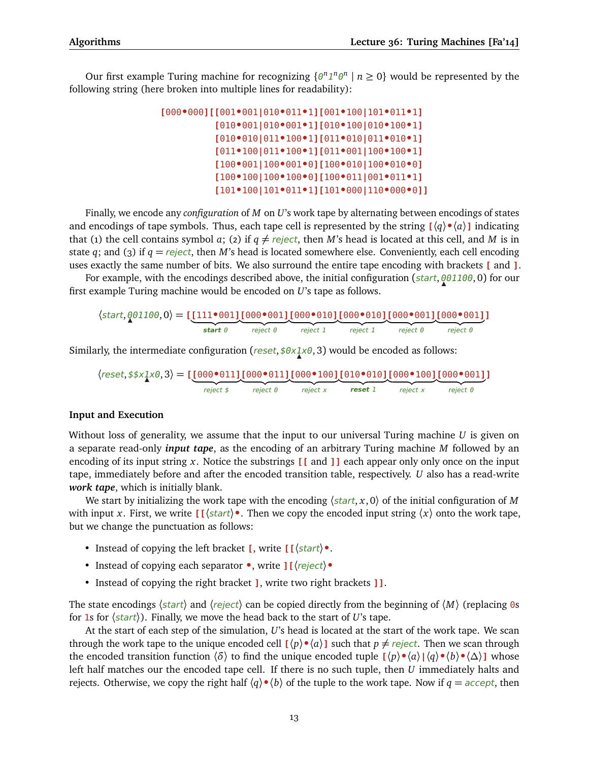Our first example Turing machine for recognizing $\{0^n 1^n 0^n \mid n \geq 0\}$ would be represented by the following string (here broken into multiple lines for readability):

```
[000•000][[001•001|010•011•1][001•100|101•011•1]
          [010•001|010•001•1][010•100|010•100•1]
          [010•010|011•100•1][011•010|011•010•1]
          [011•100|011•100•1][011•001|100•100•1]
          [100•001|100•001•0][100•010|100•010•0]
          [100•100|100•100•0][100•011|001•011•1]
          [101•100|101•011•1][101•000|110•000•0]]
```

Finally, we encode any *configuration* of $M$ on $U$'s work tape by alternating between encodings of states and encodings of tape symbols. Thus, each tape cell is represented by the string [$\langle q \rangle$•$\langle a \rangle$] indicating that (1) the cell contains symbol $a$; (2) if $q \neq$ *reject*, then $M$'s head is located at this cell, and $M$ is in state $q$; and (3) if $q =$ *reject*, then $M$'s head is located somewhere else. Conveniently, each cell encoding uses exactly the same number of bits. We also surround the entire tape encoding with brackets [ and ].

For example, with the encodings described above, the initial configuration (*start*, $\underset{\blacktriangle}{0}01100$, 0) for our first example Turing machine would be encoded on $U$'s tape as follows.

$$\langle \textit{start}, \underset{\blacktriangle}{0}01100, 0\rangle = \texttt{[}\underbrace{\texttt{[111•001]}}_{\textbf{start } 0}\underbrace{\texttt{[000•001]}}_{\text{reject } 0}\underbrace{\texttt{[000•010]}}_{\text{reject } 1}\underbrace{\texttt{[000•010]}}_{\text{reject } 1}\underbrace{\texttt{[000•001]}}_{\text{reject } 0}\underbrace{\texttt{[000•001]}}_{\text{reject } 0}\texttt{]}$$

Similarly, the intermediate configuration (*reset*, $\$0x\underset{\blacktriangle}{1}x0$, 3) would be encoded as follows:

$$\langle \textit{reset}, \$\$x\underset{\blacktriangle}{1}x0, 3\rangle = \texttt{[}\underbrace{\texttt{[000•011]}}_{\text{reject } \$}\underbrace{\texttt{[000•011]}}_{\text{reject } 0}\underbrace{\texttt{[000•100]}}_{\text{reject } x}\underbrace{\texttt{[010•010]}}_{\textbf{reset } 1}\underbrace{\texttt{[000•100]}}_{\text{reject } x}\underbrace{\texttt{[000•001]}}_{\text{reject } 0}\texttt{]}$$

### Input and Execution

Without loss of generality, we assume that the input to our universal Turing machine $U$ is given on a separate read-only ***input tape***, as the encoding of an arbitrary Turing machine $M$ followed by an encoding of its input string $x$. Notice the substrings [[ and ]] each appear only only once on the input tape, immediately before and after the encoded transition table, respectively. $U$ also has a read-write ***work tape***, which is initially blank.

We start by initializing the work tape with the encoding $\langle \textit{start}, x, 0\rangle$ of the initial configuration of $M$ with input $x$. First, we write [[$\langle \textit{start} \rangle$•. Then we copy the encoded input string $\langle x \rangle$ onto the work tape, but we change the punctuation as follows:

- Instead of copying the left bracket [, write [[$\langle \textit{start} \rangle$•.
- Instead of copying each separator •, write ][$\langle \textit{reject} \rangle$•
- Instead of copying the right bracket ], write two right brackets ]].

The state encodings $\langle \textit{start} \rangle$ and $\langle \textit{reject} \rangle$ can be copied directly from the beginning of $\langle M \rangle$ (replacing 0s for 1s for $\langle \textit{start} \rangle$). Finally, we move the head back to the start of $U$'s tape.

At the start of each step of the simulation, $U$'s head is located at the start of the work tape. We scan through the work tape to the unique encoded cell [$\langle p \rangle$•$\langle a \rangle$] such that $p \neq$ *reject*. Then we scan through the encoded transition function $\langle \delta \rangle$ to find the unique encoded tuple [$\langle p \rangle$•$\langle a \rangle$|$\langle q \rangle$•$\langle b \rangle$•$\langle \Delta \rangle$] whose left half matches our the encoded tape cell. If there is no such tuple, then $U$ immediately halts and rejects. Otherwise, we copy the right half $\langle q \rangle$•$\langle b \rangle$ of the tuple to the work tape. Now if $q =$ *accept*, then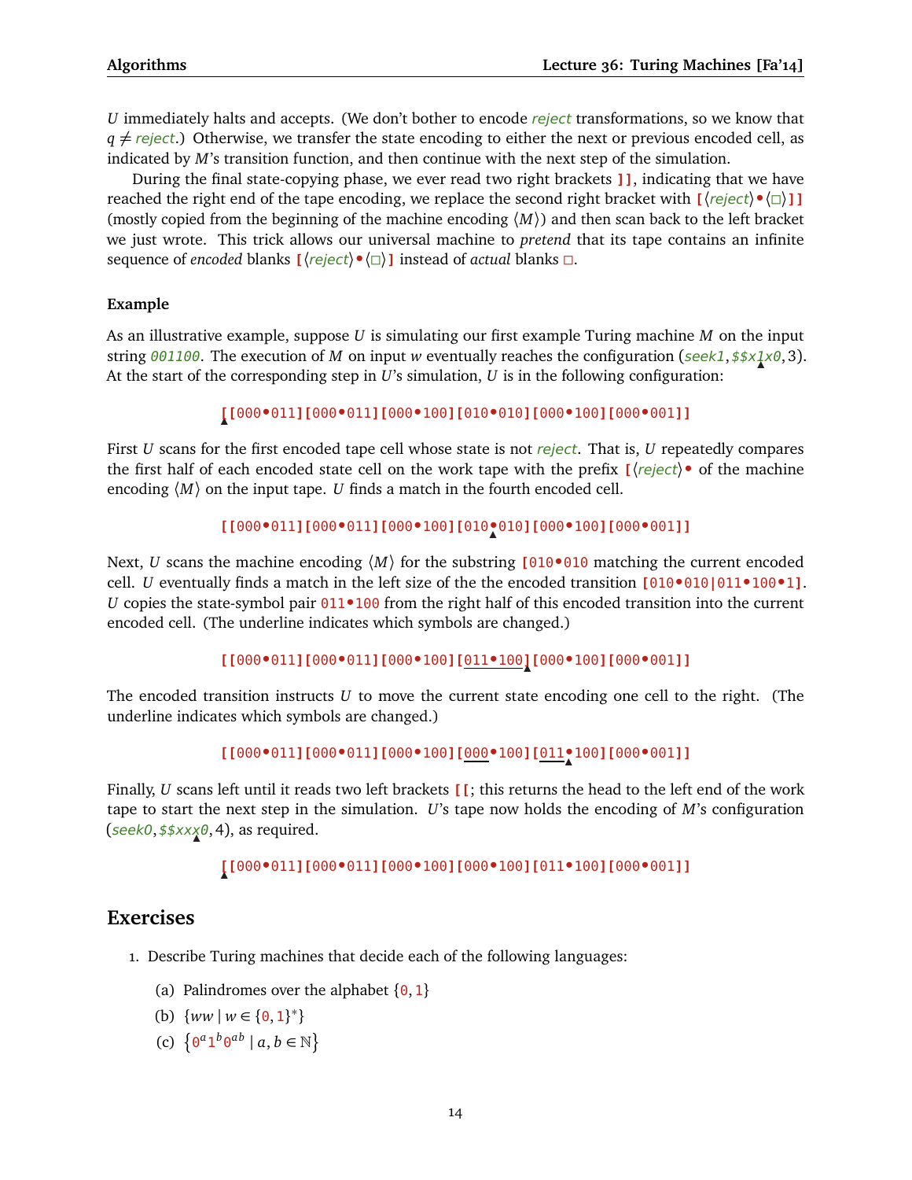*U* immediately halts and accepts. (We don't bother to encode *reject* transformations, so we know that $q \neq$ *reject*.) Otherwise, we transfer the state encoding to either the next or previous encoded cell, as indicated by *M*'s transition function, and then continue with the next step of the simulation.

During the final state-copying phase, we ever read two right brackets **]]**, indicating that we have reached the right end of the tape encoding, we replace the second right bracket with **[**⟨*reject*⟩**•**⟨□⟩**]]** (mostly copied from the beginning of the machine encoding ⟨*M*⟩) and then scan back to the left bracket we just wrote. This trick allows our universal machine to *pretend* that its tape contains an infinite sequence of *encoded* blanks **[**⟨*reject*⟩**•**⟨□⟩**]** instead of *actual* blanks □.

**Example**

As an illustrative example, suppose *U* is simulating our first example Turing machine *M* on the input string `001100`. The execution of *M* on input *w* eventually reaches the configuration (*seek1*, `$$x1x0`, 3). At the start of the corresponding step in *U*'s simulation, *U* is in the following configuration:

```
[[000•011][000•011][000•100][010•010][000•100][000•001]]
▲
```

First *U* scans for the first encoded tape cell whose state is not *reject*. That is, *U* repeatedly compares the first half of each encoded state cell on the work tape with the prefix **[**⟨*reject*⟩**•** of the machine encoding ⟨*M*⟩ on the input tape. *U* finds a match in the fourth encoded cell.

```
[[000•011][000•011][000•100][010•010][000•100][000•001]]
                                ▲
```

Next, *U* scans the machine encoding ⟨*M*⟩ for the substring `[010•010` matching the current encoded cell. *U* eventually finds a match in the left size of the the encoded transition `[010•010|011•100•1]`. *U* copies the state-symbol pair `011•100` from the right half of this encoded transition into the current encoded cell. (The underline indicates which symbols are changed.)

```
[[000•011][000•011][000•100][011•100][000•100][000•001]]
                                    ▲
```

The encoded transition instructs *U* to move the current state encoding one cell to the right. (The underline indicates which symbols are changed.)

```
[[000•011][000•011][000•100][000•100][011•100][000•001]]
                                         ▲
```

Finally, *U* scans left until it reads two left brackets **[[**; this returns the head to the left end of the work tape to start the next step in the simulation. *U*'s tape now holds the encoding of *M*'s configuration (*seek0*, `$$xxx0`, 4), as required.

```
[[000•011][000•011][000•100][000•100][011•100][000•001]]
▲
```

## Exercises

1. Describe Turing machines that decide each of the following languages:

   (a) Palindromes over the alphabet $\{0, 1\}$

   (b) $\{ww \mid w \in \{0, 1\}^*\}$

   (c) $\{0^a 1^b 0^{ab} \mid a, b \in \mathbb{N}\}$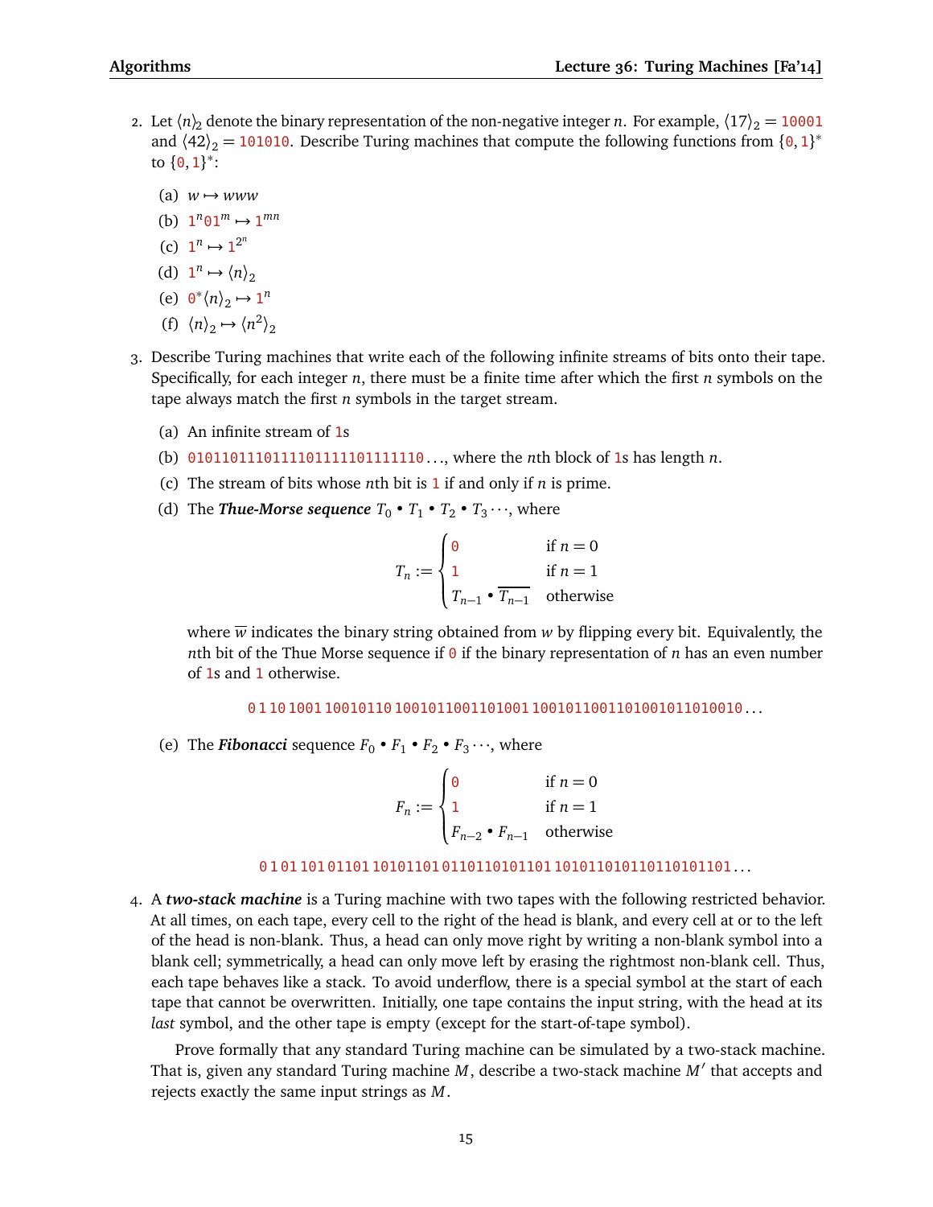2. Let $\langle n \rangle_2$ denote the binary representation of the non-negative integer $n$. For example, $\langle 17 \rangle_2 = \texttt{10001}$ and $\langle 42 \rangle_2 = \texttt{101010}$. Describe Turing machines that compute the following functions from $\{\texttt{0}, \texttt{1}\}^*$ to $\{\texttt{0}, \texttt{1}\}^*$:

   (a) $w \mapsto www$

   (b) $\texttt{1}^n\texttt{0}\texttt{1}^m \mapsto \texttt{1}^{mn}$

   (c) $\texttt{1}^n \mapsto \texttt{1}^{2^n}$

   (d) $\texttt{1}^n \mapsto \langle n \rangle_2$

   (e) $\texttt{0}^*\langle n \rangle_2 \mapsto \texttt{1}^n$

   (f) $\langle n \rangle_2 \mapsto \langle n^2 \rangle_2$

3. Describe Turing machines that write each of the following infinite streams of bits onto their tape. Specifically, for each integer $n$, there must be a finite time after which the first $n$ symbols on the tape always match the first $n$ symbols in the target stream.

   (a) An infinite stream of `1`s

   (b) `0101101110111101111101111110`..., where the $n$th block of `1`s has length $n$.

   (c) The stream of bits whose $n$th bit is `1` if and only if $n$ is prime.

   (d) The ***Thue-Morse sequence*** $T_0 \bullet T_1 \bullet T_2 \bullet T_3 \cdots$, where

   $$T_n := \begin{cases} \texttt{0} & \text{if } n = 0 \\ \texttt{1} & \text{if } n = 1 \\ T_{n-1} \bullet \overline{T_{n-1}} & \text{otherwise} \end{cases}$$

   where $\overline{w}$ indicates the binary string obtained from $w$ by flipping every bit. Equivalently, the $n$th bit of the Thue Morse sequence if `0` if the binary representation of $n$ has an even number of `1`s and `1` otherwise.

   `0 1 10 1001 10010110 1001011001101001 10010110011010010110100101101001`...

   (e) The ***Fibonacci*** sequence $F_0 \bullet F_1 \bullet F_2 \bullet F_3 \cdots$, where

   $$F_n := \begin{cases} \texttt{0} & \text{if } n = 0 \\ \texttt{1} & \text{if } n = 1 \\ F_{n-2} \bullet F_{n-1} & \text{otherwise} \end{cases}$$

   `0 1 01 101 01101 10101101 0110110101101 101011010110110101101`...

4. A ***two-stack machine*** is a Turing machine with two tapes with the following restricted behavior. At all times, on each tape, every cell to the right of the head is blank, and every cell at or to the left of the head is non-blank. Thus, a head can only move right by writing a non-blank symbol into a blank cell; symmetrically, a head can only move left by erasing the rightmost non-blank cell. Thus, each tape behaves like a stack. To avoid underflow, there is a special symbol at the start of each tape that cannot be overwritten. Initially, one tape contains the input string, with the head at its *last* symbol, and the other tape is empty (except for the start-of-tape symbol).

   Prove formally that any standard Turing machine can be simulated by a two-stack machine. That is, given any standard Turing machine $M$, describe a two-stack machine $M'$ that accepts and rejects exactly the same input strings as $M$.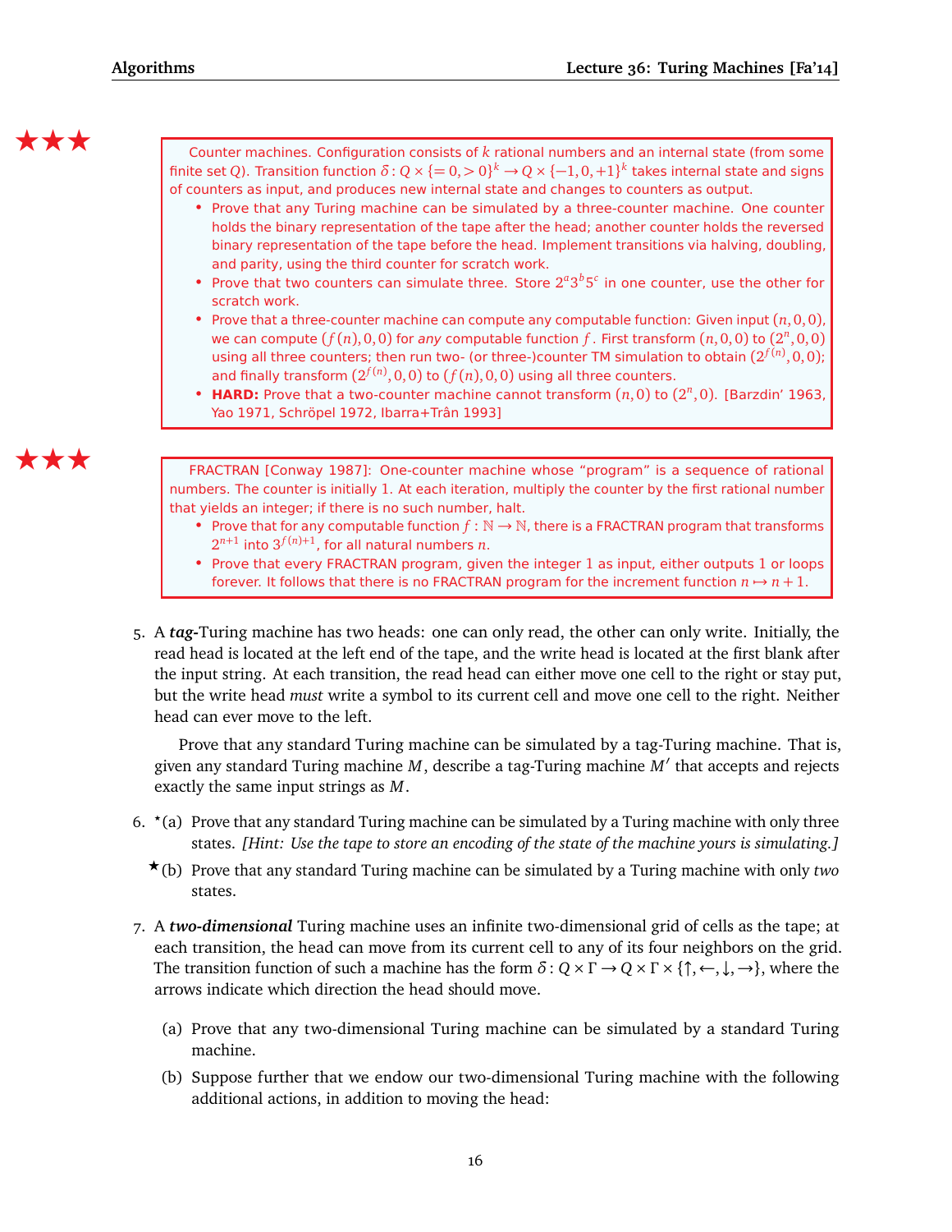★★★

> Counter machines. Configuration consists of $k$ rational numbers and an internal state (from some finite set $Q$). Transition function $\delta : Q \times \{= 0, > 0\}^k \to Q \times \{-1, 0, +1\}^k$ takes internal state and signs of counters as input, and produces new internal state and changes to counters as output.
>
> - Prove that any Turing machine can be simulated by a three-counter machine. One counter holds the binary representation of the tape after the head; another counter holds the reversed binary representation of the tape before the head. Implement transitions via halving, doubling, and parity, using the third counter for scratch work.
> - Prove that two counters can simulate three. Store $2^a 3^b 5^c$ in one counter, use the other for scratch work.
> - Prove that a three-counter machine can compute any computable function: Given input $(n, 0, 0)$, we can compute $(f(n), 0, 0)$ for *any* computable function $f$. First transform $(n, 0, 0)$ to $(2^n, 0, 0)$ using all three counters; then run two- (or three-)counter TM simulation to obtain $(2^{f(n)}, 0, 0)$; and finally transform $(2^{f(n)}, 0, 0)$ to $(f(n), 0, 0)$ using all three counters.
> - **HARD:** Prove that a two-counter machine cannot transform $(n, 0)$ to $(2^n, 0)$. [Barzdin' 1963, Yao 1971, Schröpel 1972, Ibarra+Trân 1993]

★★★

> FRACTRAN [Conway 1987]: One-counter machine whose "program" is a sequence of rational numbers. The counter is initially 1. At each iteration, multiply the counter by the first rational number that yields an integer; if there is no such number, halt.
>
> - Prove that for any computable function $f : \mathbb{N} \to \mathbb{N}$, there is a FRACTRAN program that transforms $2^{n+1}$ into $3^{f(n)+1}$, for all natural numbers $n$.
> - Prove that every FRACTRAN program, given the integer 1 as input, either outputs 1 or loops forever. It follows that there is no FRACTRAN program for the increment function $n \mapsto n + 1$.

5. A ***tag***-Turing machine has two heads: one can only read, the other can only write. Initially, the read head is located at the left end of the tape, and the write head is located at the first blank after the input string. At each transition, the read head can either move one cell to the right or stay put, but the write head *must* write a symbol to its current cell and move one cell to the right. Neither head can ever move to the left.

   Prove that any standard Turing machine can be simulated by a tag-Turing machine. That is, given any standard Turing machine $M$, describe a tag-Turing machine $M'$ that accepts and rejects exactly the same input strings as $M$.

6. *(a) Prove that any standard Turing machine can be simulated by a Turing machine with only three states. *[Hint: Use the tape to store an encoding of the state of the machine yours is simulating.]*

   ★(b) Prove that any standard Turing machine can be simulated by a Turing machine with only *two* states.

7. A ***two-dimensional*** Turing machine uses an infinite two-dimensional grid of cells as the tape; at each transition, the head can move from its current cell to any of its four neighbors on the grid. The transition function of such a machine has the form $\delta : Q \times \Gamma \to Q \times \Gamma \times \{\uparrow, \leftarrow, \downarrow, \rightarrow\}$, where the arrows indicate which direction the head should move.

   (a) Prove that any two-dimensional Turing machine can be simulated by a standard Turing machine.

   (b) Suppose further that we endow our two-dimensional Turing machine with the following additional actions, in addition to moving the head: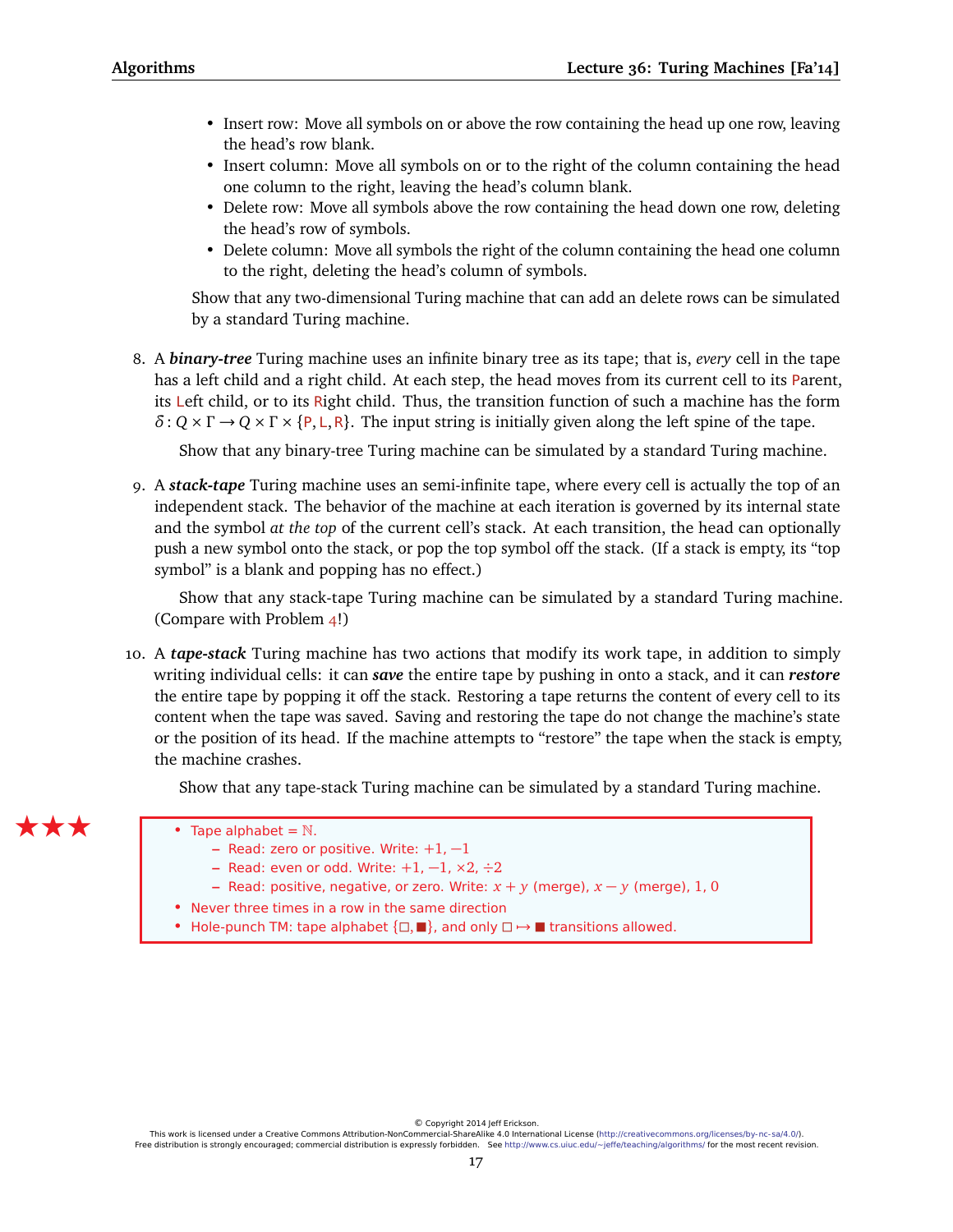- Insert row: Move all symbols on or above the row containing the head up one row, leaving the head's row blank.
- Insert column: Move all symbols on or to the right of the column containing the head one column to the right, leaving the head's column blank.
- Delete row: Move all symbols above the row containing the head down one row, deleting the head's row of symbols.
- Delete column: Move all symbols the right of the column containing the head one column to the right, deleting the head's column of symbols.

Show that any two-dimensional Turing machine that can add an delete rows can be simulated by a standard Turing machine.

8. A ***binary-tree*** Turing machine uses an infinite binary tree as its tape; that is, *every* cell in the tape has a left child and a right child. At each step, the head moves from its current cell to its Parent, its Left child, or to its Right child. Thus, the transition function of such a machine has the form $\delta : Q \times \Gamma \to Q \times \Gamma \times \{P, L, R\}$. The input string is initially given along the left spine of the tape.

   Show that any binary-tree Turing machine can be simulated by a standard Turing machine.

9. A ***stack-tape*** Turing machine uses an semi-infinite tape, where every cell is actually the top of an independent stack. The behavior of the machine at each iteration is governed by its internal state and the symbol *at the top* of the current cell's stack. At each transition, the head can optionally push a new symbol onto the stack, or pop the top symbol off the stack. (If a stack is empty, its "top symbol" is a blank and popping has no effect.)

   Show that any stack-tape Turing machine can be simulated by a standard Turing machine. (Compare with Problem 4!)

10. A ***tape-stack*** Turing machine has two actions that modify its work tape, in addition to simply writing individual cells: it can ***save*** the entire tape by pushing in onto a stack, and it can ***restore*** the entire tape by popping it off the stack. Restoring a tape returns the content of every cell to its content when the tape was saved. Saving and restoring the tape do not change the machine's state or the position of its head. If the machine attempts to "restore" the tape when the stack is empty, the machine crashes.

    Show that any tape-stack Turing machine can be simulated by a standard Turing machine.

★★★

- Tape alphabet = $\mathbb{N}$.
  - Read: zero or positive. Write: $+1$, $-1$
  - Read: even or odd. Write: $+1$, $-1$, $\times 2$, $\div 2$
  - Read: positive, negative, or zero. Write: $x + y$ (merge), $x - y$ (merge), 1, 0
- Never three times in a row in the same direction
- Hole-punch TM: tape alphabet $\{\square, \blacksquare\}$, and only $\square \mapsto \blacksquare$ transitions allowed.